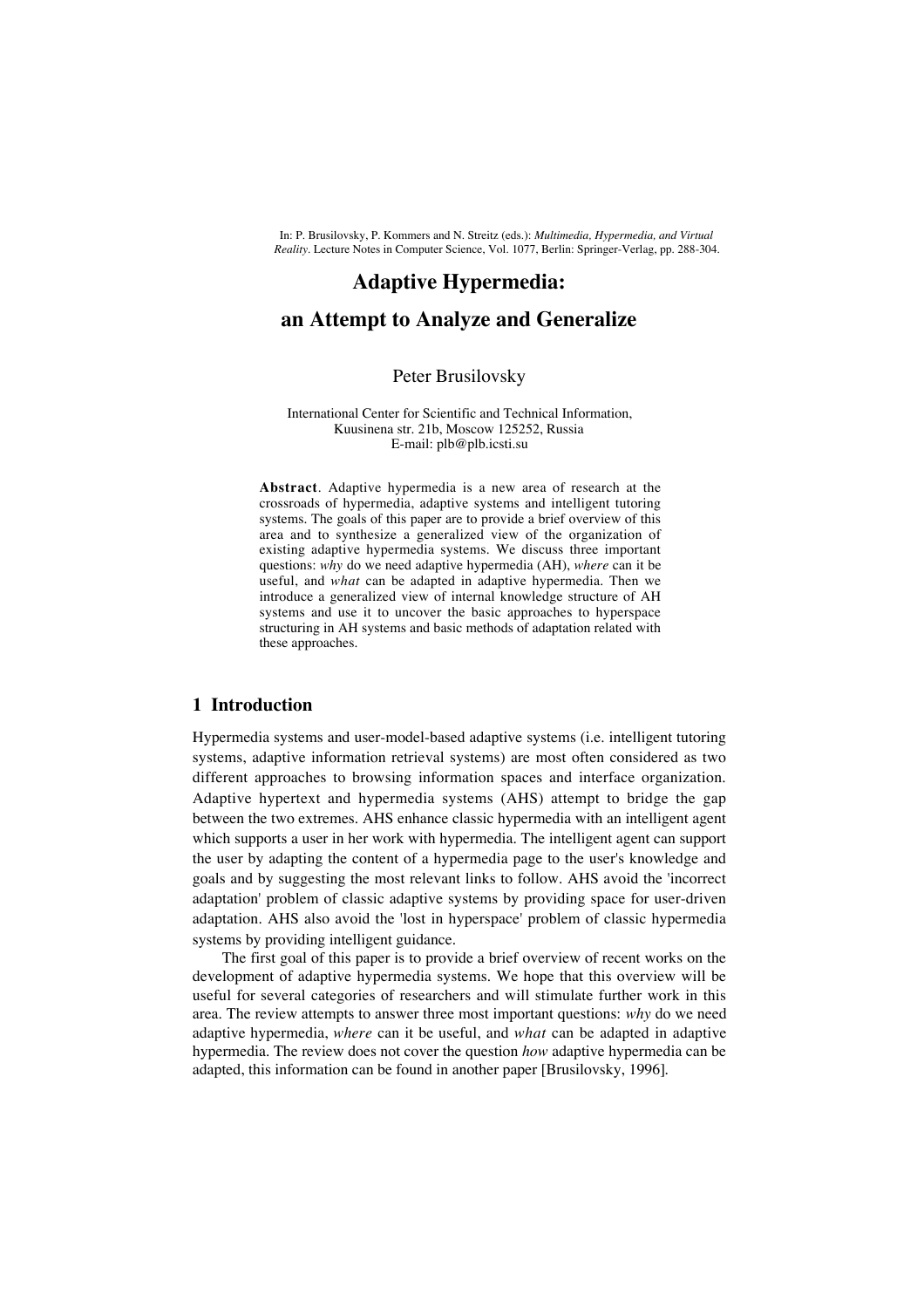In: P. Brusilovsky, P. Kommers and N. Streitz (eds.): *Multimedia, Hypermedia, and Virtual Reality*. Lecture Notes in Computer Science, Vol. 1077, Berlin: Springer-Verlag, pp. 288-304.

# Adaptive Hypermedia: an Attempt to Analyze and Generalize

Peter Brusilovsky

International Center for Scientific and Technical Information,
Kuusinena str. 21b, Moscow 125252, Russia
E-mail: plb@plb.icsti.su

**Abstract**. Adaptive hypermedia is a new area of research at the crossroads of hypermedia, adaptive systems and intelligent tutoring systems. The goals of this paper are to provide a brief overview of this area and to synthesize a generalized view of the organization of existing adaptive hypermedia systems. We discuss three important questions: *why* do we need adaptive hypermedia (AH), *where* can it be useful, and *what* can be adapted in adaptive hypermedia. Then we introduce a generalized view of internal knowledge structure of AH systems and use it to uncover the basic approaches to hyperspace structuring in AH systems and basic methods of adaptation related with these approaches.

## 1 Introduction

Hypermedia systems and user-model-based adaptive systems (i.e. intelligent tutoring systems, adaptive information retrieval systems) are most often considered as two different approaches to browsing information spaces and interface organization. Adaptive hypertext and hypermedia systems (AHS) attempt to bridge the gap between the two extremes. AHS enhance classic hypermedia with an intelligent agent which supports a user in her work with hypermedia. The intelligent agent can support the user by adapting the content of a hypermedia page to the user's knowledge and goals and by suggesting the most relevant links to follow. AHS avoid the 'incorrect adaptation' problem of classic adaptive systems by providing space for user-driven adaptation. AHS also avoid the 'lost in hyperspace' problem of classic hypermedia systems by providing intelligent guidance.

The first goal of this paper is to provide a brief overview of recent works on the development of adaptive hypermedia systems. We hope that this overview will be useful for several categories of researchers and will stimulate further work in this area. The review attempts to answer three most important questions: *why* do we need adaptive hypermedia, *where* can it be useful, and *what* can be adapted in adaptive hypermedia. The review does not cover the question *how* adaptive hypermedia can be adapted, this information can be found in another paper [Brusilovsky, 1996].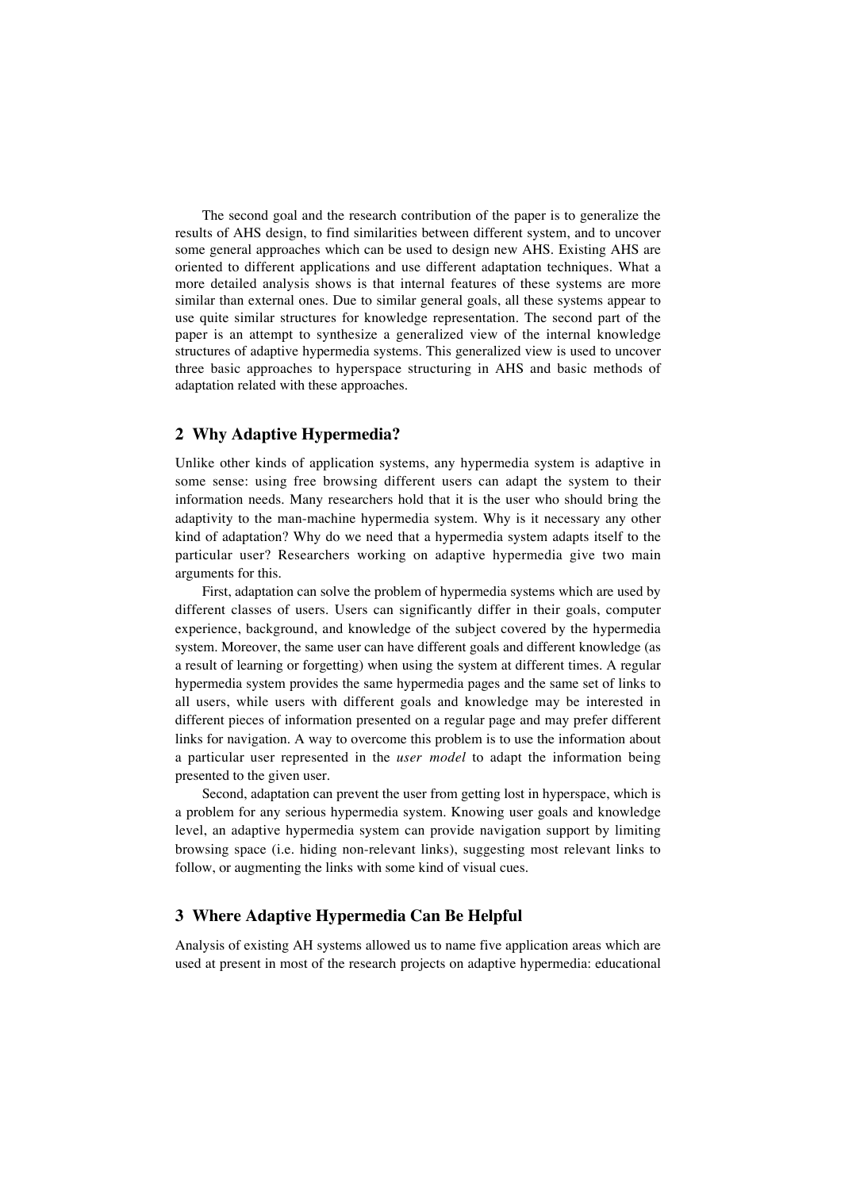The second goal and the research contribution of the paper is to generalize the results of AHS design, to find similarities between different system, and to uncover some general approaches which can be used to design new AHS. Existing AHS are oriented to different applications and use different adaptation techniques. What a more detailed analysis shows is that internal features of these systems are more similar than external ones. Due to similar general goals, all these systems appear to use quite similar structures for knowledge representation. The second part of the paper is an attempt to synthesize a generalized view of the internal knowledge structures of adaptive hypermedia systems. This generalized view is used to uncover three basic approaches to hyperspace structuring in AHS and basic methods of adaptation related with these approaches.

## 2 Why Adaptive Hypermedia?

Unlike other kinds of application systems, any hypermedia system is adaptive in some sense: using free browsing different users can adapt the system to their information needs. Many researchers hold that it is the user who should bring the adaptivity to the man-machine hypermedia system. Why is it necessary any other kind of adaptation? Why do we need that a hypermedia system adapts itself to the particular user? Researchers working on adaptive hypermedia give two main arguments for this.

First, adaptation can solve the problem of hypermedia systems which are used by different classes of users. Users can significantly differ in their goals, computer experience, background, and knowledge of the subject covered by the hypermedia system. Moreover, the same user can have different goals and different knowledge (as a result of learning or forgetting) when using the system at different times. A regular hypermedia system provides the same hypermedia pages and the same set of links to all users, while users with different goals and knowledge may be interested in different pieces of information presented on a regular page and may prefer different links for navigation. A way to overcome this problem is to use the information about a particular user represented in the *user model* to adapt the information being presented to the given user.

Second, adaptation can prevent the user from getting lost in hyperspace, which is a problem for any serious hypermedia system. Knowing user goals and knowledge level, an adaptive hypermedia system can provide navigation support by limiting browsing space (i.e. hiding non-relevant links), suggesting most relevant links to follow, or augmenting the links with some kind of visual cues.

## 3 Where Adaptive Hypermedia Can Be Helpful

Analysis of existing AH systems allowed us to name five application areas which are used at present in most of the research projects on adaptive hypermedia: educational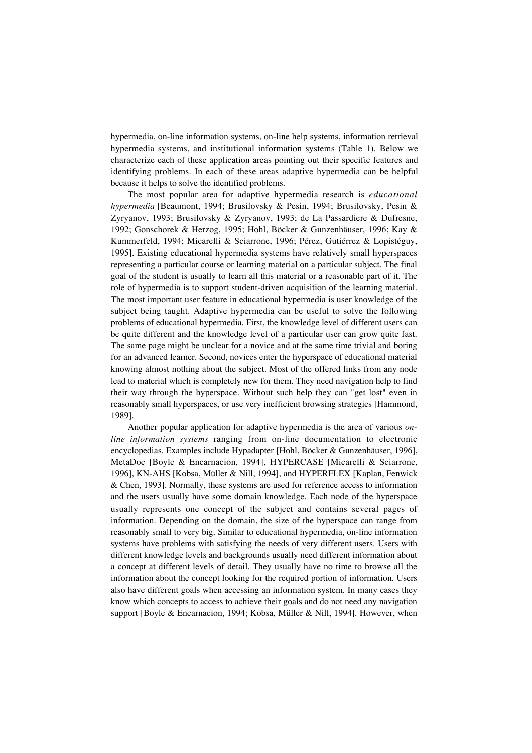hypermedia, on-line information systems, on-line help systems, information retrieval hypermedia systems, and institutional information systems (Table 1). Below we characterize each of these application areas pointing out their specific features and identifying problems. In each of these areas adaptive hypermedia can be helpful because it helps to solve the identified problems.

The most popular area for adaptive hypermedia research is *educational hypermedia* [Beaumont, 1994; Brusilovsky & Pesin, 1994; Brusilovsky, Pesin & Zyryanov, 1993; Brusilovsky & Zyryanov, 1993; de La Passardiere & Dufresne, 1992; Gonschorek & Herzog, 1995; Hohl, Böcker & Gunzenhäuser, 1996; Kay & Kummerfeld, 1994; Micarelli & Sciarrone, 1996; Pérez, Gutiérrez & Lopistéguy, 1995]. Existing educational hypermedia systems have relatively small hyperspaces representing a particular course or learning material on a particular subject. The final goal of the student is usually to learn all this material or a reasonable part of it. The role of hypermedia is to support student-driven acquisition of the learning material. The most important user feature in educational hypermedia is user knowledge of the subject being taught. Adaptive hypermedia can be useful to solve the following problems of educational hypermedia. First, the knowledge level of different users can be quite different and the knowledge level of a particular user can grow quite fast. The same page might be unclear for a novice and at the same time trivial and boring for an advanced learner. Second, novices enter the hyperspace of educational material knowing almost nothing about the subject. Most of the offered links from any node lead to material which is completely new for them. They need navigation help to find their way through the hyperspace. Without such help they can "get lost" even in reasonably small hyperspaces, or use very inefficient browsing strategies [Hammond, 1989].

Another popular application for adaptive hypermedia is the area of various *on-line information systems* ranging from on-line documentation to electronic encyclopedias. Examples include Hypadapter [Hohl, Böcker & Gunzenhäuser, 1996], MetaDoc [Boyle & Encarnacion, 1994], HYPERCASE [Micarelli & Sciarrone, 1996], KN-AHS [Kobsa, Müller & Nill, 1994], and HYPERFLEX [Kaplan, Fenwick & Chen, 1993]. Normally, these systems are used for reference access to information and the users usually have some domain knowledge. Each node of the hyperspace usually represents one concept of the subject and contains several pages of information. Depending on the domain, the size of the hyperspace can range from reasonably small to very big. Similar to educational hypermedia, on-line information systems have problems with satisfying the needs of very different users. Users with different knowledge levels and backgrounds usually need different information about a concept at different levels of detail. They usually have no time to browse all the information about the concept looking for the required portion of information. Users also have different goals when accessing an information system. In many cases they know which concepts to access to achieve their goals and do not need any navigation support [Boyle & Encarnacion, 1994; Kobsa, Müller & Nill, 1994]. However, when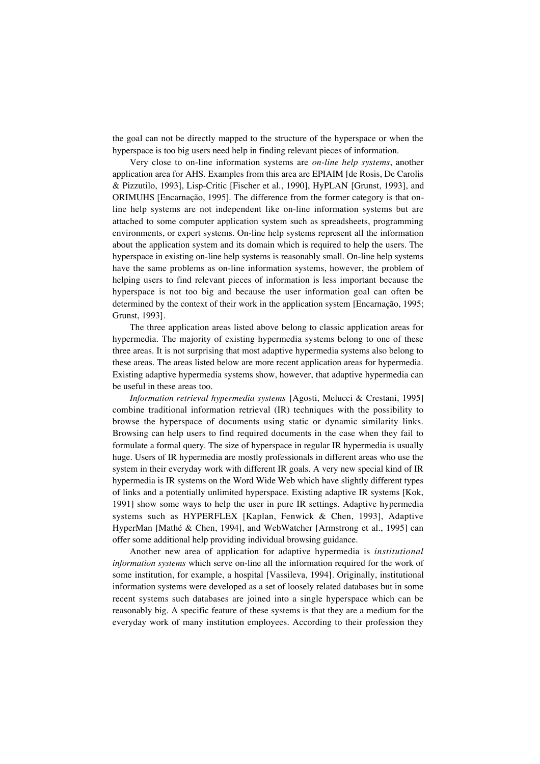the goal can not be directly mapped to the structure of the hyperspace or when the hyperspace is too big users need help in finding relevant pieces of information.

Very close to on-line information systems are *on-line help systems*, another application area for AHS. Examples from this area are EPIAIM [de Rosis, De Carolis & Pizzutilo, 1993], Lisp-Critic [Fischer et al., 1990], HyPLAN [Grunst, 1993], and ORIMUHS [Encarnação, 1995]. The difference from the former category is that on-line help systems are not independent like on-line information systems but are attached to some computer application system such as spreadsheets, programming environments, or expert systems. On-line help systems represent all the information about the application system and its domain which is required to help the users. The hyperspace in existing on-line help systems is reasonably small. On-line help systems have the same problems as on-line information systems, however, the problem of helping users to find relevant pieces of information is less important because the hyperspace is not too big and because the user information goal can often be determined by the context of their work in the application system [Encarnação, 1995; Grunst, 1993].

The three application areas listed above belong to classic application areas for hypermedia. The majority of existing hypermedia systems belong to one of these three areas. It is not surprising that most adaptive hypermedia systems also belong to these areas. The areas listed below are more recent application areas for hypermedia. Existing adaptive hypermedia systems show, however, that adaptive hypermedia can be useful in these areas too.

*Information retrieval hypermedia systems* [Agosti, Melucci & Crestani, 1995] combine traditional information retrieval (IR) techniques with the possibility to browse the hyperspace of documents using static or dynamic similarity links. Browsing can help users to find required documents in the case when they fail to formulate a formal query. The size of hyperspace in regular IR hypermedia is usually huge. Users of IR hypermedia are mostly professionals in different areas who use the system in their everyday work with different IR goals. A very new special kind of IR hypermedia is IR systems on the Word Wide Web which have slightly different types of links and a potentially unlimited hyperspace. Existing adaptive IR systems [Kok, 1991] show some ways to help the user in pure IR settings. Adaptive hypermedia systems such as HYPERFLEX [Kaplan, Fenwick & Chen, 1993], Adaptive HyperMan [Mathé & Chen, 1994], and WebWatcher [Armstrong et al., 1995] can offer some additional help providing individual browsing guidance.

Another new area of application for adaptive hypermedia is *institutional information systems* which serve on-line all the information required for the work of some institution, for example, a hospital [Vassileva, 1994]. Originally, institutional information systems were developed as a set of loosely related databases but in some recent systems such databases are joined into a single hyperspace which can be reasonably big. A specific feature of these systems is that they are a medium for the everyday work of many institution employees. According to their profession they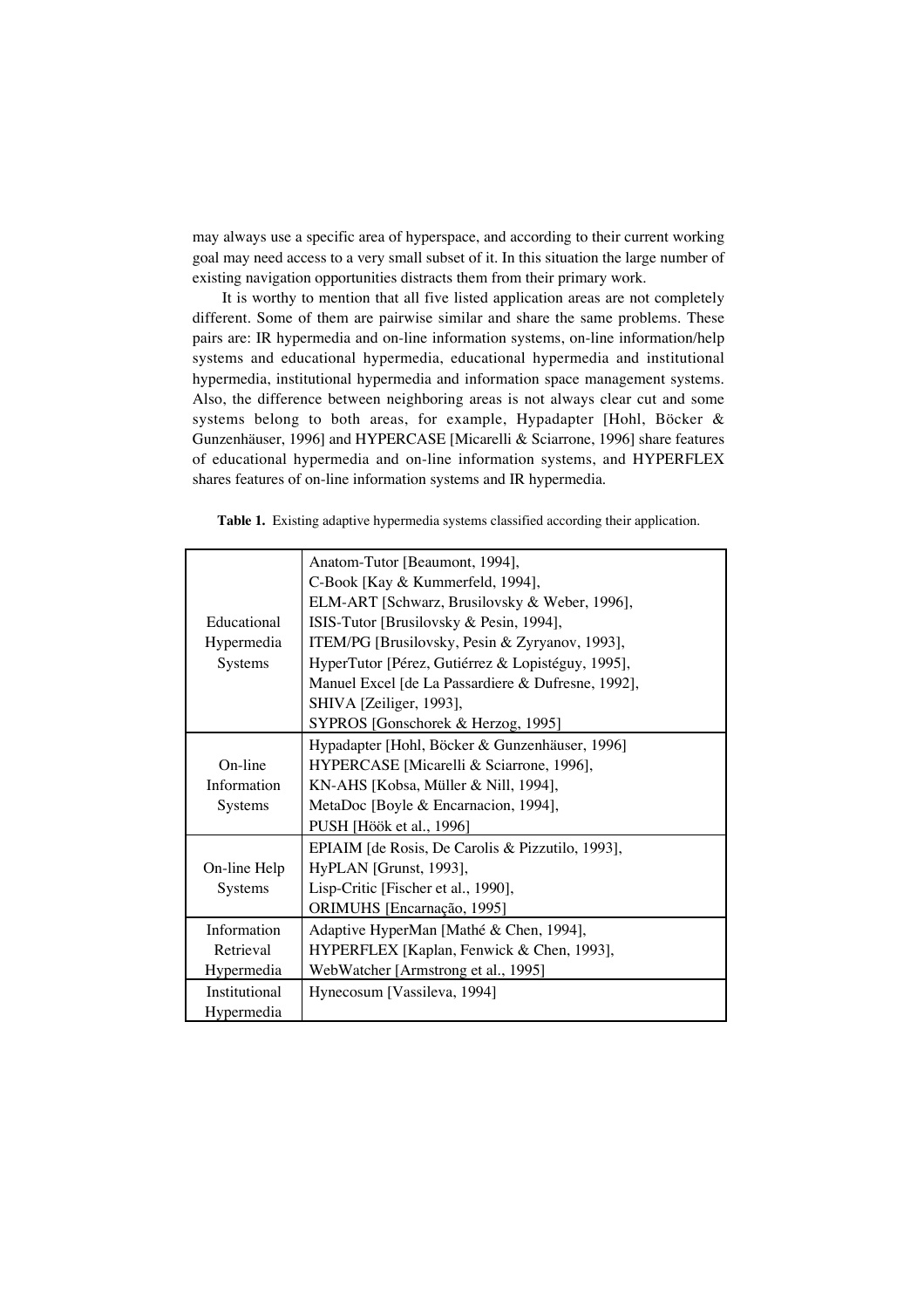may always use a specific area of hyperspace, and according to their current working goal may need access to a very small subset of it. In this situation the large number of existing navigation opportunities distracts them from their primary work.

It is worthy to mention that all five listed application areas are not completely different. Some of them are pairwise similar and share the same problems. These pairs are: IR hypermedia and on-line information systems, on-line information/help systems and educational hypermedia, educational hypermedia and institutional hypermedia, institutional hypermedia and information space management systems. Also, the difference between neighboring areas is not always clear cut and some systems belong to both areas, for example, Hypadapter [Hohl, Böcker & Gunzenhäuser, 1996] and HYPERCASE [Micarelli & Sciarrone, 1996] share features of educational hypermedia and on-line information systems, and HYPERFLEX shares features of on-line information systems and IR hypermedia.

**Table 1.** Existing adaptive hypermedia systems classified according their application.

| Application | Systems |
|---|---|
| Educational Hypermedia Systems | Anatom-Tutor [Beaumont, 1994], C-Book [Kay & Kummerfeld, 1994], ELM-ART [Schwarz, Brusilovsky & Weber, 1996], ISIS-Tutor [Brusilovsky & Pesin, 1994], ITEM/PG [Brusilovsky, Pesin & Zyryanov, 1993], HyperTutor [Pérez, Gutiérrez & Lopistéguy, 1995], Manuel Excel [de La Passardiere & Dufresne, 1992], SHIVA [Zeiliger, 1993], SYPROS [Gonschorek & Herzog, 1995] |
| On-line Information Systems | Hypadapter [Hohl, Böcker & Gunzenhäuser, 1996] HYPERCASE [Micarelli & Sciarrone, 1996], KN-AHS [Kobsa, Müller & Nill, 1994], MetaDoc [Boyle & Encarnacion, 1994], PUSH [Höök et al., 1996] |
| On-line Help Systems | EPIAIM [de Rosis, De Carolis & Pizzutilo, 1993], HyPLAN [Grunst, 1993], Lisp-Critic [Fischer et al., 1990], ORIMUHS [Encarnação, 1995] |
| Information Retrieval Hypermedia | Adaptive HyperMan [Mathé & Chen, 1994], HYPERFLEX [Kaplan, Fenwick & Chen, 1993], WebWatcher [Armstrong et al., 1995] |
| Institutional Hypermedia | Hynecosum [Vassileva, 1994] |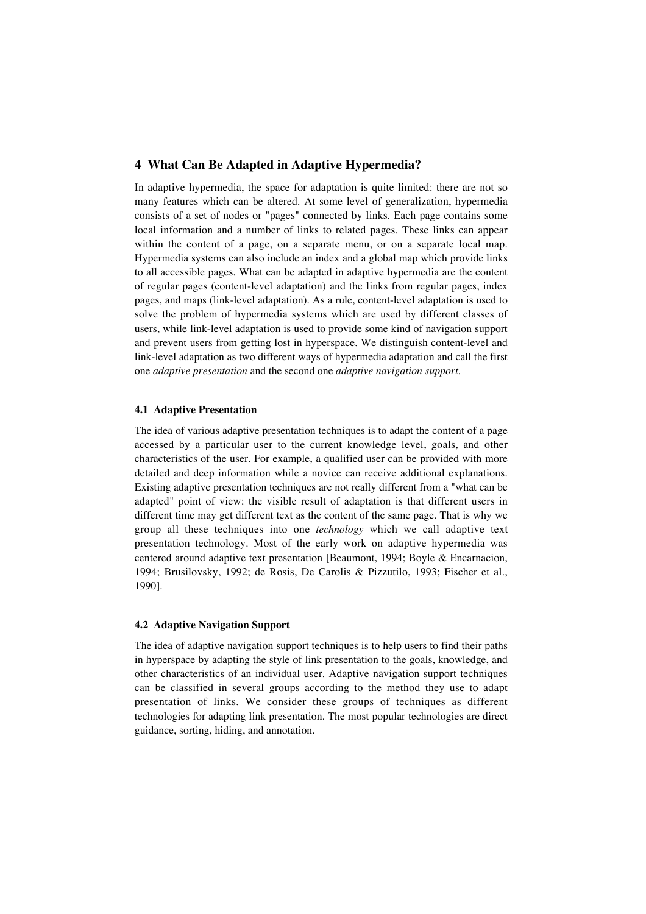## 4 What Can Be Adapted in Adaptive Hypermedia?

In adaptive hypermedia, the space for adaptation is quite limited: there are not so many features which can be altered. At some level of generalization, hypermedia consists of a set of nodes or "pages" connected by links. Each page contains some local information and a number of links to related pages. These links can appear within the content of a page, on a separate menu, or on a separate local map. Hypermedia systems can also include an index and a global map which provide links to all accessible pages. What can be adapted in adaptive hypermedia are the content of regular pages (content-level adaptation) and the links from regular pages, index pages, and maps (link-level adaptation). As a rule, content-level adaptation is used to solve the problem of hypermedia systems which are used by different classes of users, while link-level adaptation is used to provide some kind of navigation support and prevent users from getting lost in hyperspace. We distinguish content-level and link-level adaptation as two different ways of hypermedia adaptation and call the first one *adaptive presentation* and the second one *adaptive navigation support*.

### 4.1 Adaptive Presentation

The idea of various adaptive presentation techniques is to adapt the content of a page accessed by a particular user to the current knowledge level, goals, and other characteristics of the user. For example, a qualified user can be provided with more detailed and deep information while a novice can receive additional explanations. Existing adaptive presentation techniques are not really different from a "what can be adapted" point of view: the visible result of adaptation is that different users in different time may get different text as the content of the same page. That is why we group all these techniques into one *technology* which we call adaptive text presentation technology. Most of the early work on adaptive hypermedia was centered around adaptive text presentation [Beaumont, 1994; Boyle & Encarnacion, 1994; Brusilovsky, 1992; de Rosis, De Carolis & Pizzutilo, 1993; Fischer et al., 1990].

### 4.2 Adaptive Navigation Support

The idea of adaptive navigation support techniques is to help users to find their paths in hyperspace by adapting the style of link presentation to the goals, knowledge, and other characteristics of an individual user. Adaptive navigation support techniques can be classified in several groups according to the method they use to adapt presentation of links. We consider these groups of techniques as different technologies for adapting link presentation. The most popular technologies are direct guidance, sorting, hiding, and annotation.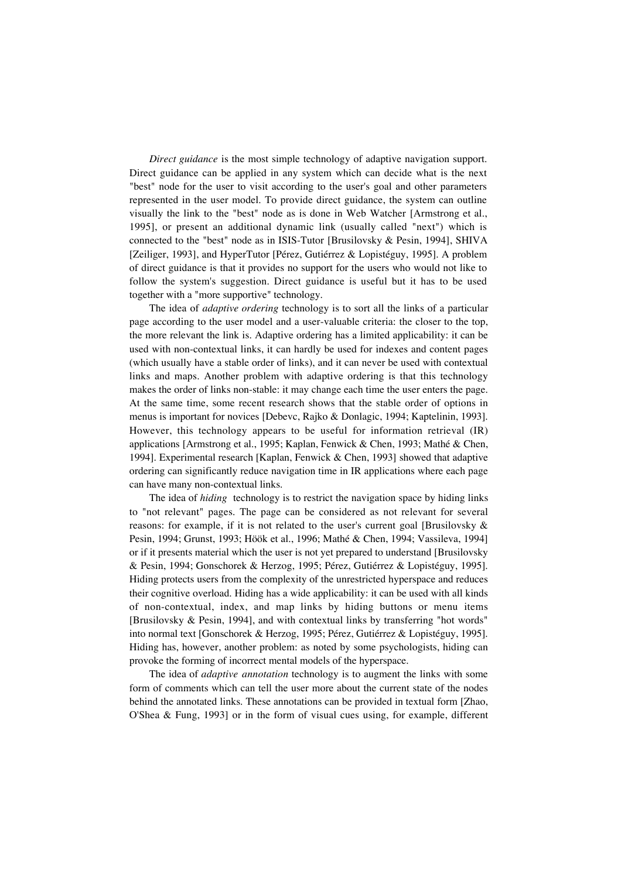*Direct guidance* is the most simple technology of adaptive navigation support. Direct guidance can be applied in any system which can decide what is the next "best" node for the user to visit according to the user's goal and other parameters represented in the user model. To provide direct guidance, the system can outline visually the link to the "best" node as is done in Web Watcher [Armstrong et al., 1995], or present an additional dynamic link (usually called "next") which is connected to the "best" node as in ISIS-Tutor [Brusilovsky & Pesin, 1994], SHIVA [Zeiliger, 1993], and HyperTutor [Pérez, Gutiérrez & Lopistéguy, 1995]. A problem of direct guidance is that it provides no support for the users who would not like to follow the system's suggestion. Direct guidance is useful but it has to be used together with a "more supportive" technology.

The idea of *adaptive ordering* technology is to sort all the links of a particular page according to the user model and a user-valuable criteria: the closer to the top, the more relevant the link is. Adaptive ordering has a limited applicability: it can be used with non-contextual links, it can hardly be used for indexes and content pages (which usually have a stable order of links), and it can never be used with contextual links and maps. Another problem with adaptive ordering is that this technology makes the order of links non-stable: it may change each time the user enters the page. At the same time, some recent research shows that the stable order of options in menus is important for novices [Debevc, Rajko & Donlagic, 1994; Kaptelinin, 1993]. However, this technology appears to be useful for information retrieval (IR) applications [Armstrong et al., 1995; Kaplan, Fenwick & Chen, 1993; Mathé & Chen, 1994]. Experimental research [Kaplan, Fenwick & Chen, 1993] showed that adaptive ordering can significantly reduce navigation time in IR applications where each page can have many non-contextual links.

The idea of *hiding* technology is to restrict the navigation space by hiding links to "not relevant" pages. The page can be considered as not relevant for several reasons: for example, if it is not related to the user's current goal [Brusilovsky & Pesin, 1994; Grunst, 1993; Höök et al., 1996; Mathé & Chen, 1994; Vassileva, 1994] or if it presents material which the user is not yet prepared to understand [Brusilovsky & Pesin, 1994; Gonschorek & Herzog, 1995; Pérez, Gutiérrez & Lopistéguy, 1995]. Hiding protects users from the complexity of the unrestricted hyperspace and reduces their cognitive overload. Hiding has a wide applicability: it can be used with all kinds of non-contextual, index, and map links by hiding buttons or menu items [Brusilovsky & Pesin, 1994], and with contextual links by transferring "hot words" into normal text [Gonschorek & Herzog, 1995; Pérez, Gutiérrez & Lopistéguy, 1995]. Hiding has, however, another problem: as noted by some psychologists, hiding can provoke the forming of incorrect mental models of the hyperspace.

The idea of *adaptive annotation* technology is to augment the links with some form of comments which can tell the user more about the current state of the nodes behind the annotated links. These annotations can be provided in textual form [Zhao, O'Shea & Fung, 1993] or in the form of visual cues using, for example, different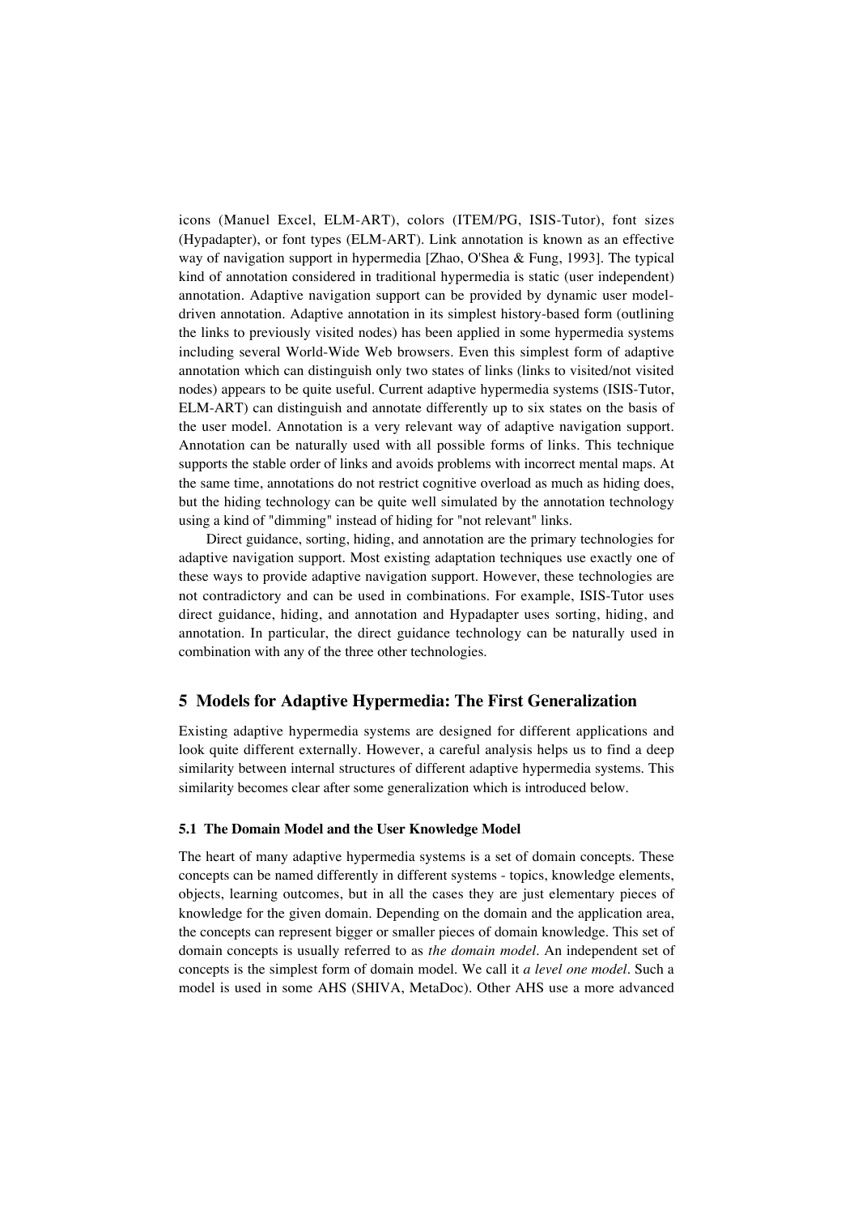icons (Manuel Excel, ELM-ART), colors (ITEM/PG, ISIS-Tutor), font sizes (Hypadapter), or font types (ELM-ART). Link annotation is known as an effective way of navigation support in hypermedia [Zhao, O'Shea & Fung, 1993]. The typical kind of annotation considered in traditional hypermedia is static (user independent) annotation. Adaptive navigation support can be provided by dynamic user model-driven annotation. Adaptive annotation in its simplest history-based form (outlining the links to previously visited nodes) has been applied in some hypermedia systems including several World-Wide Web browsers. Even this simplest form of adaptive annotation which can distinguish only two states of links (links to visited/not visited nodes) appears to be quite useful. Current adaptive hypermedia systems (ISIS-Tutor, ELM-ART) can distinguish and annotate differently up to six states on the basis of the user model. Annotation is a very relevant way of adaptive navigation support. Annotation can be naturally used with all possible forms of links. This technique supports the stable order of links and avoids problems with incorrect mental maps. At the same time, annotations do not restrict cognitive overload as much as hiding does, but the hiding technology can be quite well simulated by the annotation technology using a kind of "dimming" instead of hiding for "not relevant" links.

Direct guidance, sorting, hiding, and annotation are the primary technologies for adaptive navigation support. Most existing adaptation techniques use exactly one of these ways to provide adaptive navigation support. However, these technologies are not contradictory and can be used in combinations. For example, ISIS-Tutor uses direct guidance, hiding, and annotation and Hypadapter uses sorting, hiding, and annotation. In particular, the direct guidance technology can be naturally used in combination with any of the three other technologies.

## 5 Models for Adaptive Hypermedia: The First Generalization

Existing adaptive hypermedia systems are designed for different applications and look quite different externally. However, a careful analysis helps us to find a deep similarity between internal structures of different adaptive hypermedia systems. This similarity becomes clear after some generalization which is introduced below.

### 5.1 The Domain Model and the User Knowledge Model

The heart of many adaptive hypermedia systems is a set of domain concepts. These concepts can be named differently in different systems - topics, knowledge elements, objects, learning outcomes, but in all the cases they are just elementary pieces of knowledge for the given domain. Depending on the domain and the application area, the concepts can represent bigger or smaller pieces of domain knowledge. This set of domain concepts is usually referred to as *the domain model*. An independent set of concepts is the simplest form of domain model. We call it *a level one model*. Such a model is used in some AHS (SHIVA, MetaDoc). Other AHS use a more advanced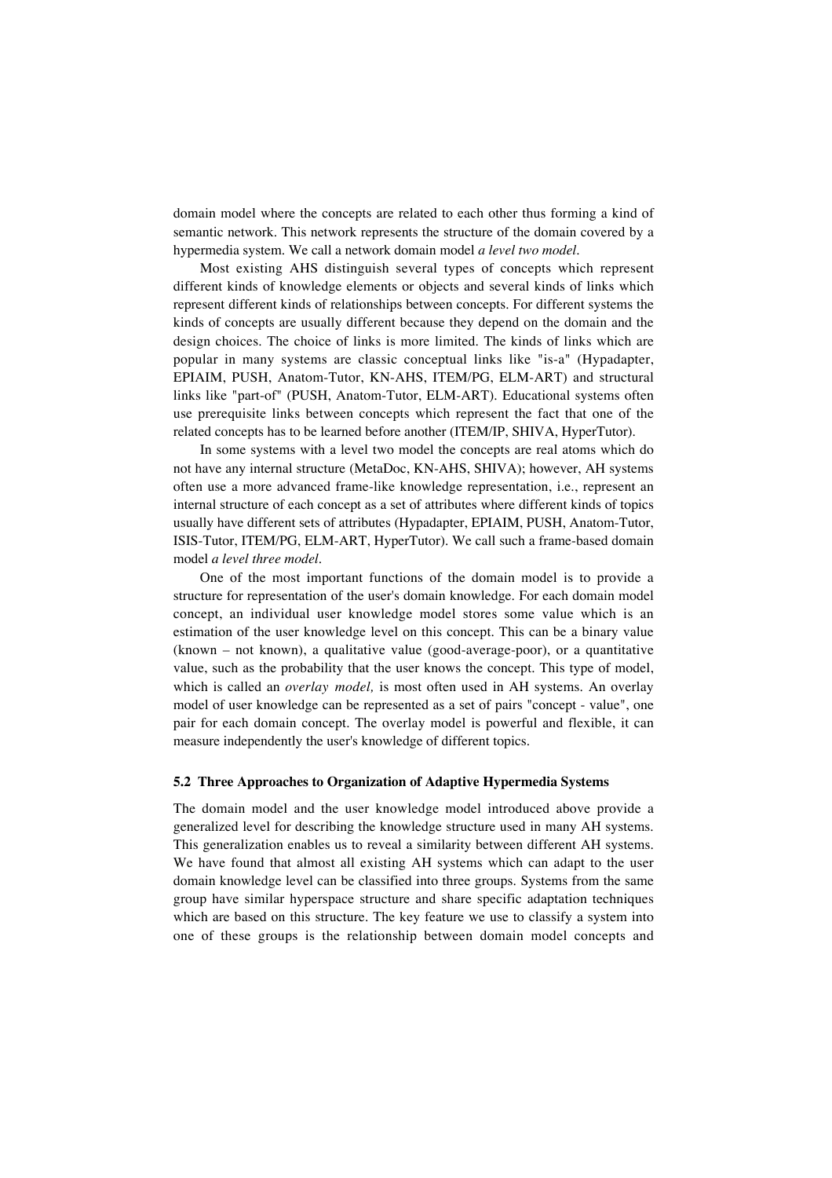domain model where the concepts are related to each other thus forming a kind of semantic network. This network represents the structure of the domain covered by a hypermedia system. We call a network domain model *a level two model*.

Most existing AHS distinguish several types of concepts which represent different kinds of knowledge elements or objects and several kinds of links which represent different kinds of relationships between concepts. For different systems the kinds of concepts are usually different because they depend on the domain and the design choices. The choice of links is more limited. The kinds of links which are popular in many systems are classic conceptual links like "is-a" (Hypadapter, EPIAIM, PUSH, Anatom-Tutor, KN-AHS, ITEM/PG, ELM-ART) and structural links like "part-of" (PUSH, Anatom-Tutor, ELM-ART). Educational systems often use prerequisite links between concepts which represent the fact that one of the related concepts has to be learned before another (ITEM/IP, SHIVA, HyperTutor).

In some systems with a level two model the concepts are real atoms which do not have any internal structure (MetaDoc, KN-AHS, SHIVA); however, AH systems often use a more advanced frame-like knowledge representation, i.e., represent an internal structure of each concept as a set of attributes where different kinds of topics usually have different sets of attributes (Hypadapter, EPIAIM, PUSH, Anatom-Tutor, ISIS-Tutor, ITEM/PG, ELM-ART, HyperTutor). We call such a frame-based domain model *a level three model*.

One of the most important functions of the domain model is to provide a structure for representation of the user's domain knowledge. For each domain model concept, an individual user knowledge model stores some value which is an estimation of the user knowledge level on this concept. This can be a binary value (known – not known), a qualitative value (good-average-poor), or a quantitative value, such as the probability that the user knows the concept. This type of model, which is called an *overlay model,* is most often used in AH systems. An overlay model of user knowledge can be represented as a set of pairs "concept - value", one pair for each domain concept. The overlay model is powerful and flexible, it can measure independently the user's knowledge of different topics.

### 5.2 Three Approaches to Organization of Adaptive Hypermedia Systems

The domain model and the user knowledge model introduced above provide a generalized level for describing the knowledge structure used in many AH systems. This generalization enables us to reveal a similarity between different AH systems. We have found that almost all existing AH systems which can adapt to the user domain knowledge level can be classified into three groups. Systems from the same group have similar hyperspace structure and share specific adaptation techniques which are based on this structure. The key feature we use to classify a system into one of these groups is the relationship between domain model concepts and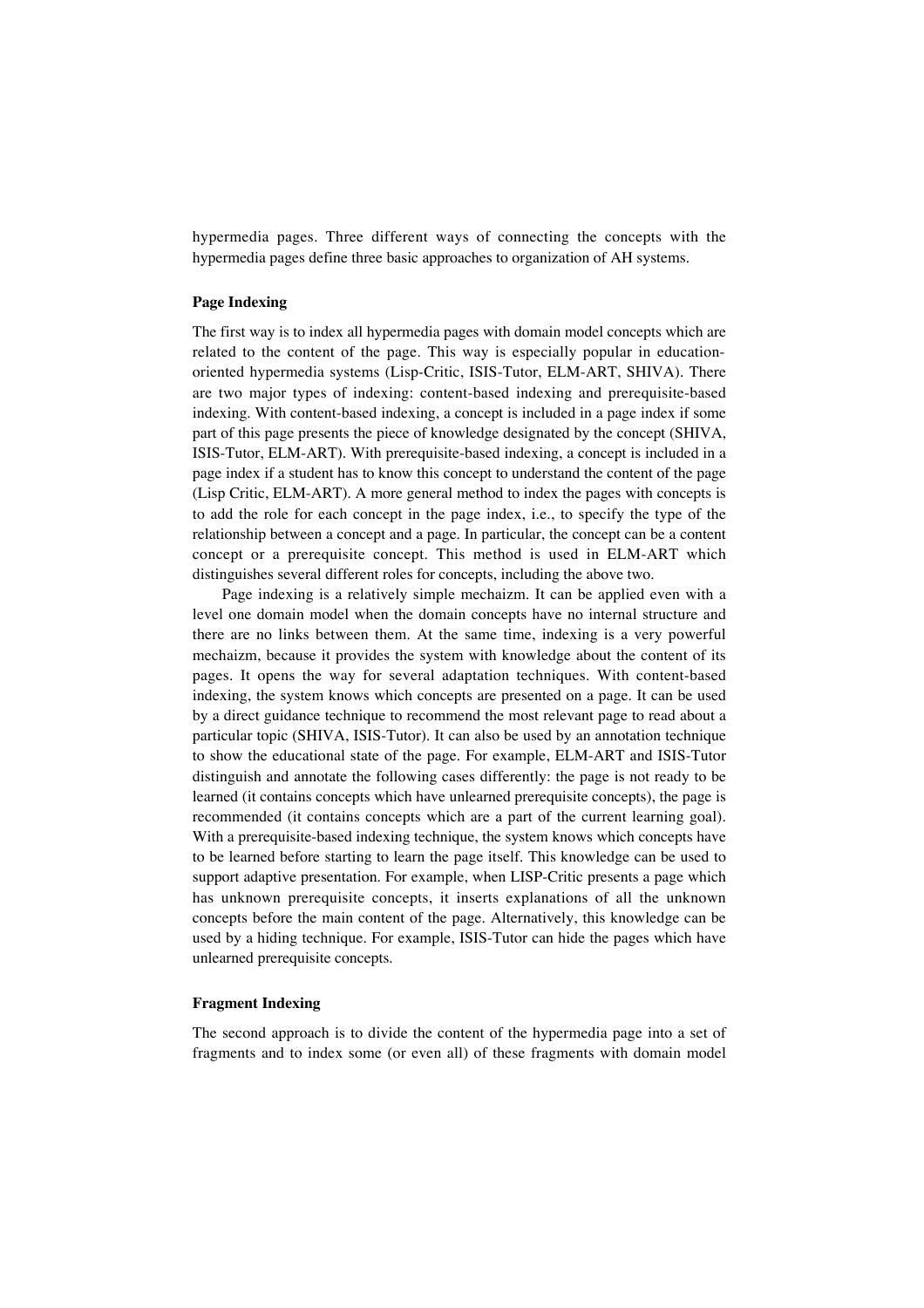hypermedia pages. Three different ways of connecting the concepts with the hypermedia pages define three basic approaches to organization of AH systems.

### Page Indexing

The first way is to index all hypermedia pages with domain model concepts which are related to the content of the page. This way is especially popular in education-oriented hypermedia systems (Lisp-Critic, ISIS-Tutor, ELM-ART, SHIVA). There are two major types of indexing: content-based indexing and prerequisite-based indexing. With content-based indexing, a concept is included in a page index if some part of this page presents the piece of knowledge designated by the concept (SHIVA, ISIS-Tutor, ELM-ART). With prerequisite-based indexing, a concept is included in a page index if a student has to know this concept to understand the content of the page (Lisp Critic, ELM-ART). A more general method to index the pages with concepts is to add the role for each concept in the page index, i.e., to specify the type of the relationship between a concept and a page. In particular, the concept can be a content concept or a prerequisite concept. This method is used in ELM-ART which distinguishes several different roles for concepts, including the above two.

Page indexing is a relatively simple mechaizm. It can be applied even with a level one domain model when the domain concepts have no internal structure and there are no links between them. At the same time, indexing is a very powerful mechaizm, because it provides the system with knowledge about the content of its pages. It opens the way for several adaptation techniques. With content-based indexing, the system knows which concepts are presented on a page. It can be used by a direct guidance technique to recommend the most relevant page to read about a particular topic (SHIVA, ISIS-Tutor). It can also be used by an annotation technique to show the educational state of the page. For example, ELM-ART and ISIS-Tutor distinguish and annotate the following cases differently: the page is not ready to be learned (it contains concepts which have unlearned prerequisite concepts), the page is recommended (it contains concepts which are a part of the current learning goal). With a prerequisite-based indexing technique, the system knows which concepts have to be learned before starting to learn the page itself. This knowledge can be used to support adaptive presentation. For example, when LISP-Critic presents a page which has unknown prerequisite concepts, it inserts explanations of all the unknown concepts before the main content of the page. Alternatively, this knowledge can be used by a hiding technique. For example, ISIS-Tutor can hide the pages which have unlearned prerequisite concepts.

### Fragment Indexing

The second approach is to divide the content of the hypermedia page into a set of fragments and to index some (or even all) of these fragments with domain model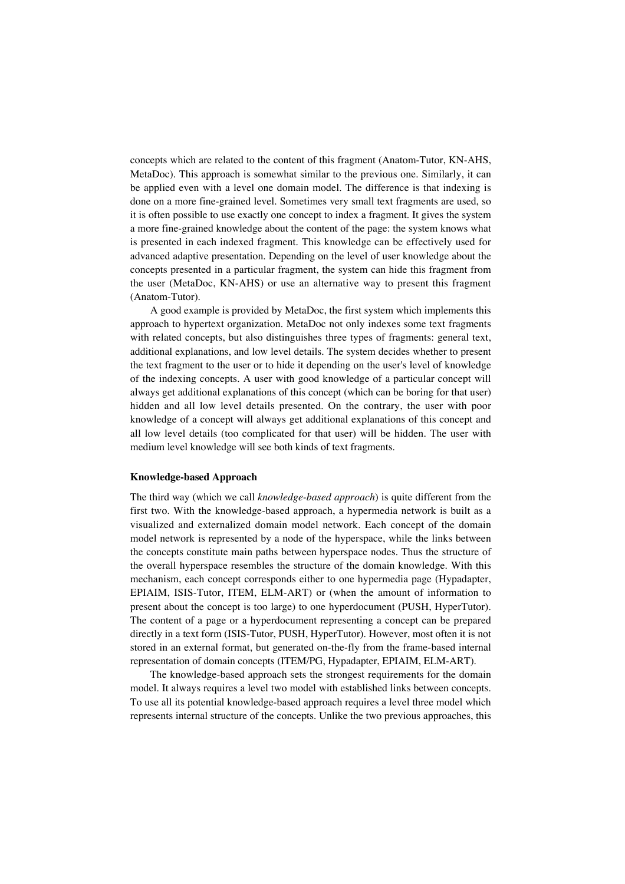concepts which are related to the content of this fragment (Anatom-Tutor, KN-AHS, MetaDoc). This approach is somewhat similar to the previous one. Similarly, it can be applied even with a level one domain model. The difference is that indexing is done on a more fine-grained level. Sometimes very small text fragments are used, so it is often possible to use exactly one concept to index a fragment. It gives the system a more fine-grained knowledge about the content of the page: the system knows what is presented in each indexed fragment. This knowledge can be effectively used for advanced adaptive presentation. Depending on the level of user knowledge about the concepts presented in a particular fragment, the system can hide this fragment from the user (MetaDoc, KN-AHS) or use an alternative way to present this fragment (Anatom-Tutor).

A good example is provided by MetaDoc, the first system which implements this approach to hypertext organization. MetaDoc not only indexes some text fragments with related concepts, but also distinguishes three types of fragments: general text, additional explanations, and low level details. The system decides whether to present the text fragment to the user or to hide it depending on the user's level of knowledge of the indexing concepts. A user with good knowledge of a particular concept will always get additional explanations of this concept (which can be boring for that user) hidden and all low level details presented. On the contrary, the user with poor knowledge of a concept will always get additional explanations of this concept and all low level details (too complicated for that user) will be hidden. The user with medium level knowledge will see both kinds of text fragments.

**Knowledge-based Approach**

The third way (which we call *knowledge-based approach*) is quite different from the first two. With the knowledge-based approach, a hypermedia network is built as a visualized and externalized domain model network. Each concept of the domain model network is represented by a node of the hyperspace, while the links between the concepts constitute main paths between hyperspace nodes. Thus the structure of the overall hyperspace resembles the structure of the domain knowledge. With this mechanism, each concept corresponds either to one hypermedia page (Hypadapter, EPIAIM, ISIS-Tutor, ITEM, ELM-ART) or (when the amount of information to present about the concept is too large) to one hyperdocument (PUSH, HyperTutor). The content of a page or a hyperdocument representing a concept can be prepared directly in a text form (ISIS-Tutor, PUSH, HyperTutor). However, most often it is not stored in an external format, but generated on-the-fly from the frame-based internal representation of domain concepts (ITEM/PG, Hypadapter, EPIAIM, ELM-ART).

The knowledge-based approach sets the strongest requirements for the domain model. It always requires a level two model with established links between concepts. To use all its potential knowledge-based approach requires a level three model which represents internal structure of the concepts. Unlike the two previous approaches, this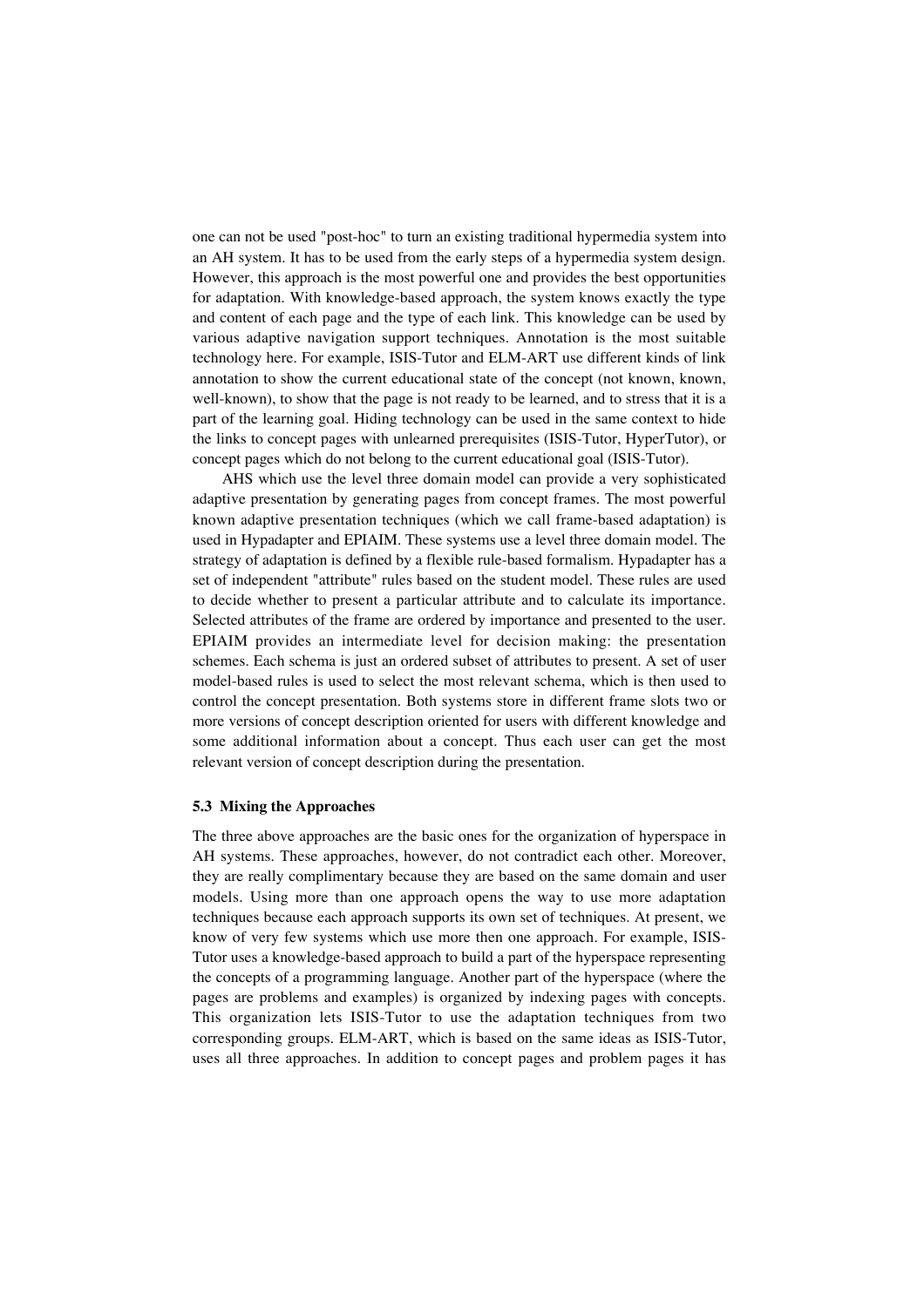one can not be used "post-hoc" to turn an existing traditional hypermedia system into an AH system. It has to be used from the early steps of a hypermedia system design. However, this approach is the most powerful one and provides the best opportunities for adaptation. With knowledge-based approach, the system knows exactly the type and content of each page and the type of each link. This knowledge can be used by various adaptive navigation support techniques. Annotation is the most suitable technology here. For example, ISIS-Tutor and ELM-ART use different kinds of link annotation to show the current educational state of the concept (not known, known, well-known), to show that the page is not ready to be learned, and to stress that it is a part of the learning goal. Hiding technology can be used in the same context to hide the links to concept pages with unlearned prerequisites (ISIS-Tutor, HyperTutor), or concept pages which do not belong to the current educational goal (ISIS-Tutor).

AHS which use the level three domain model can provide a very sophisticated adaptive presentation by generating pages from concept frames. The most powerful known adaptive presentation techniques (which we call frame-based adaptation) is used in Hypadapter and EPIAIM. These systems use a level three domain model. The strategy of adaptation is defined by a flexible rule-based formalism. Hypadapter has a set of independent "attribute" rules based on the student model. These rules are used to decide whether to present a particular attribute and to calculate its importance. Selected attributes of the frame are ordered by importance and presented to the user. EPIAIM provides an intermediate level for decision making: the presentation schemes. Each schema is just an ordered subset of attributes to present. A set of user model-based rules is used to select the most relevant schema, which is then used to control the concept presentation. Both systems store in different frame slots two or more versions of concept description oriented for users with different knowledge and some additional information about a concept. Thus each user can get the most relevant version of concept description during the presentation.

### 5.3 Mixing the Approaches

The three above approaches are the basic ones for the organization of hyperspace in AH systems. These approaches, however, do not contradict each other. Moreover, they are really complimentary because they are based on the same domain and user models. Using more than one approach opens the way to use more adaptation techniques because each approach supports its own set of techniques. At present, we know of very few systems which use more then one approach. For example, ISIS-Tutor uses a knowledge-based approach to build a part of the hyperspace representing the concepts of a programming language. Another part of the hyperspace (where the pages are problems and examples) is organized by indexing pages with concepts. This organization lets ISIS-Tutor to use the adaptation techniques from two corresponding groups. ELM-ART, which is based on the same ideas as ISIS-Tutor, uses all three approaches. In addition to concept pages and problem pages it has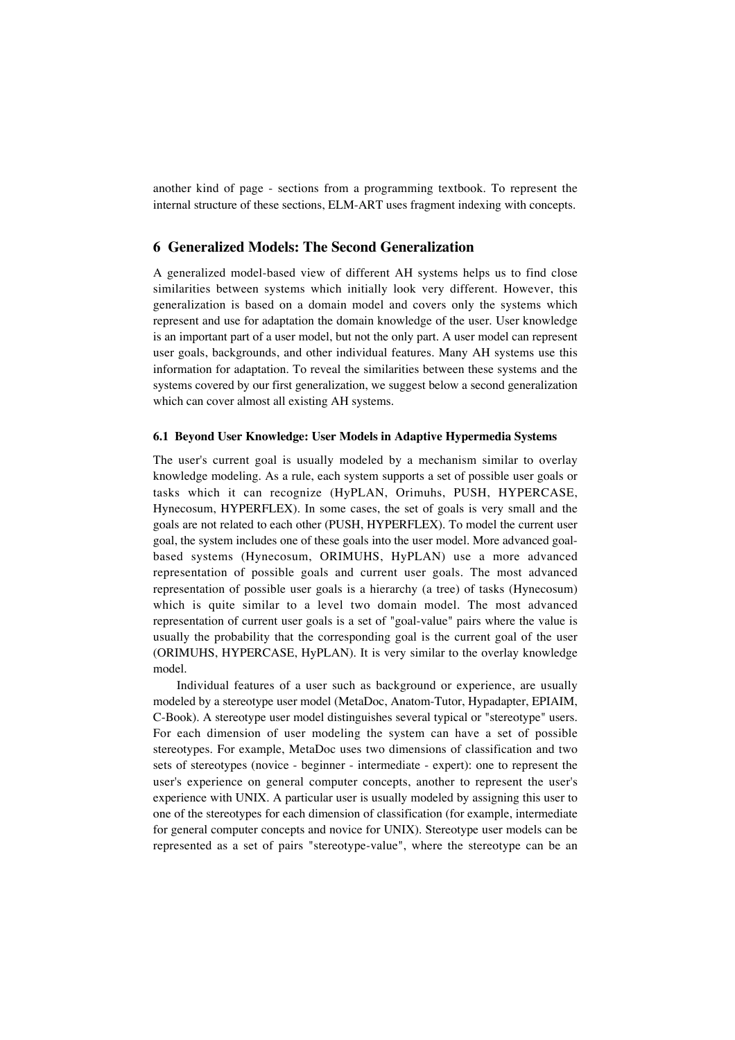another kind of page - sections from a programming textbook. To represent the internal structure of these sections, ELM-ART uses fragment indexing with concepts.

## 6 Generalized Models: The Second Generalization

A generalized model-based view of different AH systems helps us to find close similarities between systems which initially look very different. However, this generalization is based on a domain model and covers only the systems which represent and use for adaptation the domain knowledge of the user. User knowledge is an important part of a user model, but not the only part. A user model can represent user goals, backgrounds, and other individual features. Many AH systems use this information for adaptation. To reveal the similarities between these systems and the systems covered by our first generalization, we suggest below a second generalization which can cover almost all existing AH systems.

### 6.1 Beyond User Knowledge: User Models in Adaptive Hypermedia Systems

The user's current goal is usually modeled by a mechanism similar to overlay knowledge modeling. As a rule, each system supports a set of possible user goals or tasks which it can recognize (HyPLAN, Orimuhs, PUSH, HYPERCASE, Hynecosum, HYPERFLEX). In some cases, the set of goals is very small and the goals are not related to each other (PUSH, HYPERFLEX). To model the current user goal, the system includes one of these goals into the user model. More advanced goal-based systems (Hynecosum, ORIMUHS, HyPLAN) use a more advanced representation of possible goals and current user goals. The most advanced representation of possible user goals is a hierarchy (a tree) of tasks (Hynecosum) which is quite similar to a level two domain model. The most advanced representation of current user goals is a set of "goal-value" pairs where the value is usually the probability that the corresponding goal is the current goal of the user (ORIMUHS, HYPERCASE, HyPLAN). It is very similar to the overlay knowledge model.

Individual features of a user such as background or experience, are usually modeled by a stereotype user model (MetaDoc, Anatom-Tutor, Hypadapter, EPIAIM, C-Book). A stereotype user model distinguishes several typical or "stereotype" users. For each dimension of user modeling the system can have a set of possible stereotypes. For example, MetaDoc uses two dimensions of classification and two sets of stereotypes (novice - beginner - intermediate - expert): one to represent the user's experience on general computer concepts, another to represent the user's experience with UNIX. A particular user is usually modeled by assigning this user to one of the stereotypes for each dimension of classification (for example, intermediate for general computer concepts and novice for UNIX). Stereotype user models can be represented as a set of pairs "stereotype-value", where the stereotype can be an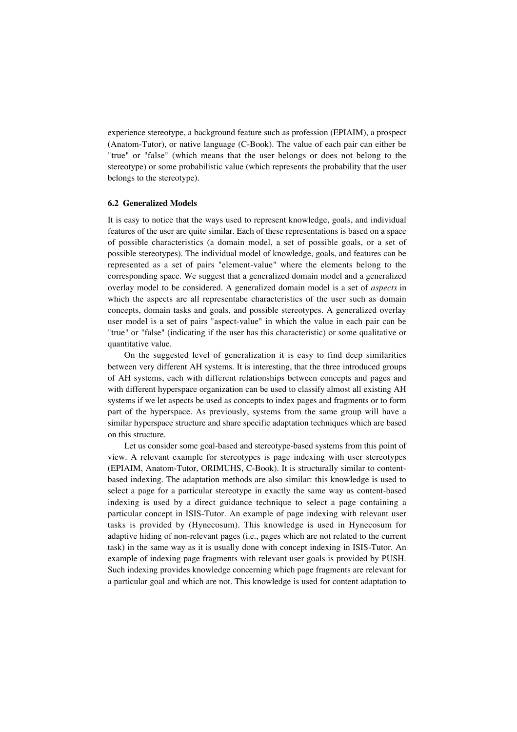experience stereotype, a background feature such as profession (EPIAIM), a prospect (Anatom-Tutor), or native language (C-Book). The value of each pair can either be "true" or "false" (which means that the user belongs or does not belong to the stereotype) or some probabilistic value (which represents the probability that the user belongs to the stereotype).

### 6.2 Generalized Models

It is easy to notice that the ways used to represent knowledge, goals, and individual features of the user are quite similar. Each of these representations is based on a space of possible characteristics (a domain model, a set of possible goals, or a set of possible stereotypes). The individual model of knowledge, goals, and features can be represented as a set of pairs "element-value" where the elements belong to the corresponding space. We suggest that a generalized domain model and a generalized overlay model to be considered. A generalized domain model is a set of *aspects* in which the aspects are all representabe characteristics of the user such as domain concepts, domain tasks and goals, and possible stereotypes. A generalized overlay user model is a set of pairs "aspect-value" in which the value in each pair can be "true" or "false" (indicating if the user has this characteristic) or some qualitative or quantitative value.

On the suggested level of generalization it is easy to find deep similarities between very different AH systems. It is interesting, that the three introduced groups of AH systems, each with different relationships between concepts and pages and with different hyperspace organization can be used to classify almost all existing AH systems if we let aspects be used as concepts to index pages and fragments or to form part of the hyperspace. As previously, systems from the same group will have a similar hyperspace structure and share specific adaptation techniques which are based on this structure.

Let us consider some goal-based and stereotype-based systems from this point of view. A relevant example for stereotypes is page indexing with user stereotypes (EPIAIM, Anatom-Tutor, ORIMUHS, C-Book). It is structurally similar to content-based indexing. The adaptation methods are also similar: this knowledge is used to select a page for a particular stereotype in exactly the same way as content-based indexing is used by a direct guidance technique to select a page containing a particular concept in ISIS-Tutor. An example of page indexing with relevant user tasks is provided by (Hynecosum). This knowledge is used in Hynecosum for adaptive hiding of non-relevant pages (i.e., pages which are not related to the current task) in the same way as it is usually done with concept indexing in ISIS-Tutor. An example of indexing page fragments with relevant user goals is provided by PUSH. Such indexing provides knowledge concerning which page fragments are relevant for a particular goal and which are not. This knowledge is used for content adaptation to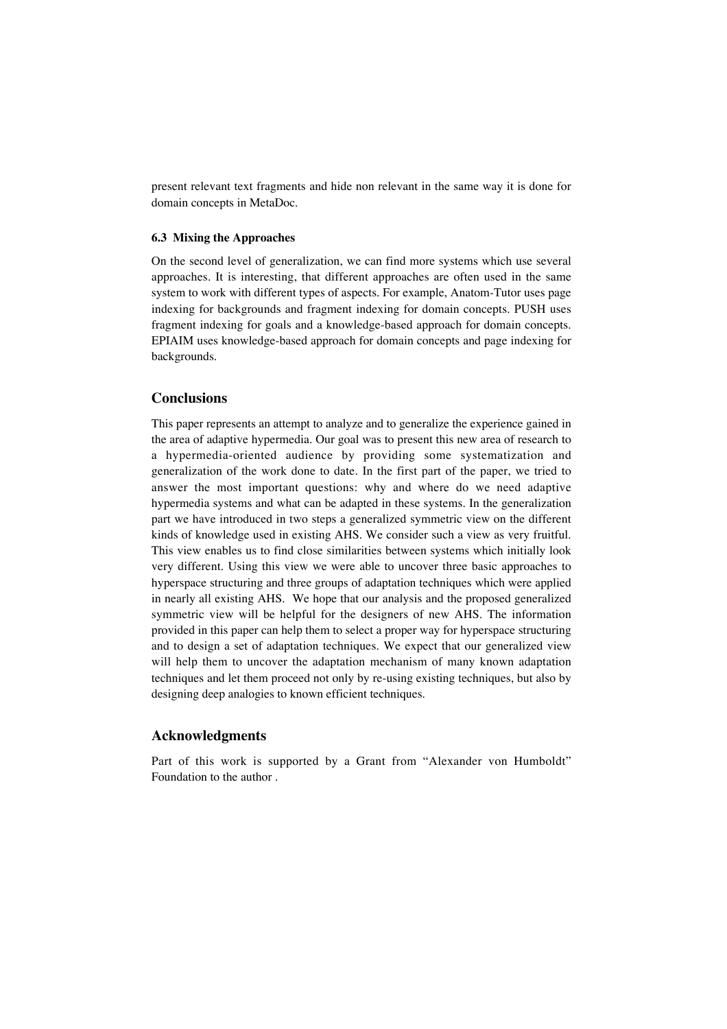present relevant text fragments and hide non relevant in the same way it is done for domain concepts in MetaDoc.

### 6.3 Mixing the Approaches

On the second level of generalization, we can find more systems which use several approaches. It is interesting, that different approaches are often used in the same system to work with different types of aspects. For example, Anatom-Tutor uses page indexing for backgrounds and fragment indexing for domain concepts. PUSH uses fragment indexing for goals and a knowledge-based approach for domain concepts. EPIAIM uses knowledge-based approach for domain concepts and page indexing for backgrounds.

## Conclusions

This paper represents an attempt to analyze and to generalize the experience gained in the area of adaptive hypermedia. Our goal was to present this new area of research to a hypermedia-oriented audience by providing some systematization and generalization of the work done to date. In the first part of the paper, we tried to answer the most important questions: why and where do we need adaptive hypermedia systems and what can be adapted in these systems. In the generalization part we have introduced in two steps a generalized symmetric view on the different kinds of knowledge used in existing AHS. We consider such a view as very fruitful. This view enables us to find close similarities between systems which initially look very different. Using this view we were able to uncover three basic approaches to hyperspace structuring and three groups of adaptation techniques which were applied in nearly all existing AHS. We hope that our analysis and the proposed generalized symmetric view will be helpful for the designers of new AHS. The information provided in this paper can help them to select a proper way for hyperspace structuring and to design a set of adaptation techniques. We expect that our generalized view will help them to uncover the adaptation mechanism of many known adaptation techniques and let them proceed not only by re-using existing techniques, but also by designing deep analogies to known efficient techniques.

## Acknowledgments

Part of this work is supported by a Grant from "Alexander von Humboldt" Foundation to the author .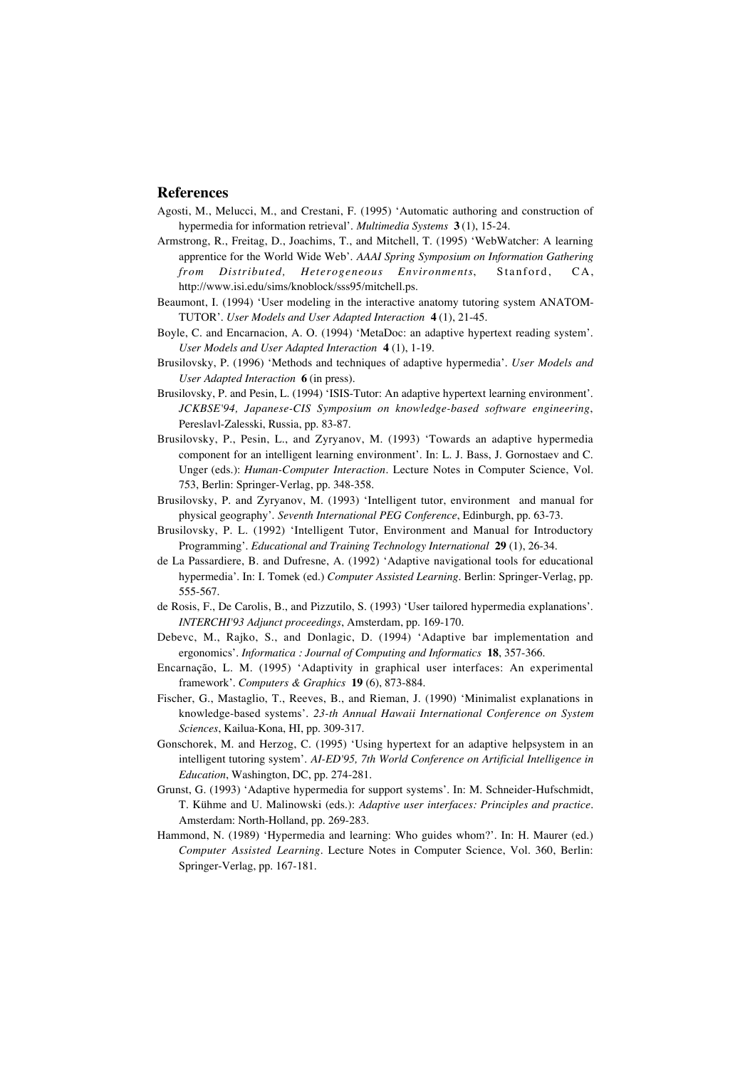## References

Agosti, M., Melucci, M., and Crestani, F. (1995) 'Automatic authoring and construction of hypermedia for information retrieval'. *Multimedia Systems* **3** (1), 15-24.

Armstrong, R., Freitag, D., Joachims, T., and Mitchell, T. (1995) 'WebWatcher: A learning apprentice for the World Wide Web'. *AAAI Spring Symposium on Information Gathering from Distributed, Heterogeneous Environments*, Stanford, CA, http://www.isi.edu/sims/knoblock/sss95/mitchell.ps.

Beaumont, I. (1994) 'User modeling in the interactive anatomy tutoring system ANATOM-TUTOR'. *User Models and User Adapted Interaction* **4** (1), 21-45.

Boyle, C. and Encarnacion, A. O. (1994) 'MetaDoc: an adaptive hypertext reading system'. *User Models and User Adapted Interaction* **4** (1), 1-19.

Brusilovsky, P. (1996) 'Methods and techniques of adaptive hypermedia'. *User Models and User Adapted Interaction* **6** (in press).

Brusilovsky, P. and Pesin, L. (1994) 'ISIS-Tutor: An adaptive hypertext learning environment'. *JCKBSE'94, Japanese-CIS Symposium on knowledge-based software engineering*, Pereslavl-Zalesski, Russia, pp. 83-87.

Brusilovsky, P., Pesin, L., and Zyryanov, M. (1993) 'Towards an adaptive hypermedia component for an intelligent learning environment'. In: L. J. Bass, J. Gornostaev and C. Unger (eds.): *Human-Computer Interaction*. Lecture Notes in Computer Science, Vol. 753, Berlin: Springer-Verlag, pp. 348-358.

Brusilovsky, P. and Zyryanov, M. (1993) 'Intelligent tutor, environment and manual for physical geography'. *Seventh International PEG Conference*, Edinburgh, pp. 63-73.

Brusilovsky, P. L. (1992) 'Intelligent Tutor, Environment and Manual for Introductory Programming'. *Educational and Training Technology International* **29** (1), 26-34.

de La Passardiere, B. and Dufresne, A. (1992) 'Adaptive navigational tools for educational hypermedia'. In: I. Tomek (ed.) *Computer Assisted Learning*. Berlin: Springer-Verlag, pp. 555-567.

de Rosis, F., De Carolis, B., and Pizzutilo, S. (1993) 'User tailored hypermedia explanations'. *INTERCHI'93 Adjunct proceedings*, Amsterdam, pp. 169-170.

Debevc, M., Rajko, S., and Donlagic, D. (1994) 'Adaptive bar implementation and ergonomics'. *Informatica : Journal of Computing and Informatics* **18**, 357-366.

Encarnação, L. M. (1995) 'Adaptivity in graphical user interfaces: An experimental framework'. *Computers & Graphics* **19** (6), 873-884.

Fischer, G., Mastaglio, T., Reeves, B., and Rieman, J. (1990) 'Minimalist explanations in knowledge-based systems'. *23-th Annual Hawaii International Conference on System Sciences*, Kailua-Kona, HI, pp. 309-317.

Gonschorek, M. and Herzog, C. (1995) 'Using hypertext for an adaptive helpsystem in an intelligent tutoring system'. *AI-ED'95, 7th World Conference on Artificial Intelligence in Education*, Washington, DC, pp. 274-281.

Grunst, G. (1993) 'Adaptive hypermedia for support systems'. In: M. Schneider-Hufschmidt, T. Kühme and U. Malinowski (eds.): *Adaptive user interfaces: Principles and practice*. Amsterdam: North-Holland, pp. 269-283.

Hammond, N. (1989) 'Hypermedia and learning: Who guides whom?'. In: H. Maurer (ed.) *Computer Assisted Learning*. Lecture Notes in Computer Science, Vol. 360, Berlin: Springer-Verlag, pp. 167-181.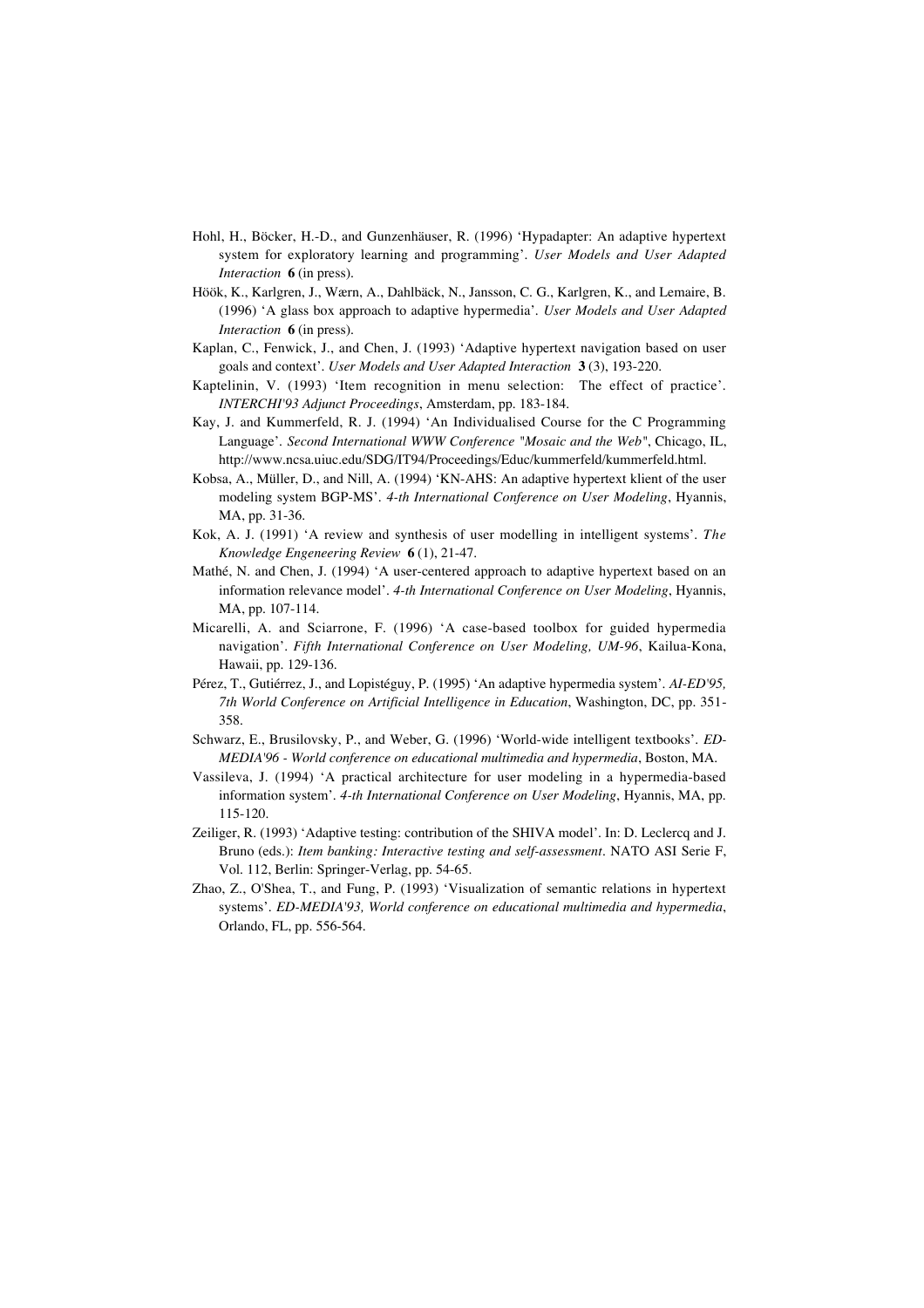Hohl, H., Böcker, H.-D., and Gunzenhäuser, R. (1996) 'Hypadapter: An adaptive hypertext system for exploratory learning and programming'. *User Models and User Adapted Interaction* **6** (in press).

Höök, K., Karlgren, J., Wærn, A., Dahlbäck, N., Jansson, C. G., Karlgren, K., and Lemaire, B. (1996) 'A glass box approach to adaptive hypermedia'. *User Models and User Adapted Interaction* **6** (in press).

Kaplan, C., Fenwick, J., and Chen, J. (1993) 'Adaptive hypertext navigation based on user goals and context'. *User Models and User Adapted Interaction* **3** (3), 193-220.

Kaptelinin, V. (1993) 'Item recognition in menu selection: The effect of practice'. *INTERCHI'93 Adjunct Proceedings*, Amsterdam, pp. 183-184.

Kay, J. and Kummerfeld, R. J. (1994) 'An Individualised Course for the C Programming Language'. *Second International WWW Conference "Mosaic and the Web"*, Chicago, IL, http://www.ncsa.uiuc.edu/SDG/IT94/Proceedings/Educ/kummerfeld/kummerfeld.html.

Kobsa, A., Müller, D., and Nill, A. (1994) 'KN-AHS: An adaptive hypertext klient of the user modeling system BGP-MS'. *4-th International Conference on User Modeling*, Hyannis, MA, pp. 31-36.

Kok, A. J. (1991) 'A review and synthesis of user modelling in intelligent systems'. *The Knowledge Engeneering Review* **6** (1), 21-47.

Mathé, N. and Chen, J. (1994) 'A user-centered approach to adaptive hypertext based on an information relevance model'. *4-th International Conference on User Modeling*, Hyannis, MA, pp. 107-114.

Micarelli, A. and Sciarrone, F. (1996) 'A case-based toolbox for guided hypermedia navigation'. *Fifth International Conference on User Modeling, UM-96*, Kailua-Kona, Hawaii, pp. 129-136.

Pérez, T., Gutiérrez, J., and Lopistéguy, P. (1995) 'An adaptive hypermedia system'. *AI-ED'95, 7th World Conference on Artificial Intelligence in Education*, Washington, DC, pp. 351-358.

Schwarz, E., Brusilovsky, P., and Weber, G. (1996) 'World-wide intelligent textbooks'. *ED-MEDIA'96 - World conference on educational multimedia and hypermedia*, Boston, MA.

Vassileva, J. (1994) 'A practical architecture for user modeling in a hypermedia-based information system'. *4-th International Conference on User Modeling*, Hyannis, MA, pp. 115-120.

Zeiliger, R. (1993) 'Adaptive testing: contribution of the SHIVA model'. In: D. Leclercq and J. Bruno (eds.): *Item banking: Interactive testing and self-assessment*. NATO ASI Serie F, Vol. 112, Berlin: Springer-Verlag, pp. 54-65.

Zhao, Z., O'Shea, T., and Fung, P. (1993) 'Visualization of semantic relations in hypertext systems'. *ED-MEDIA'93, World conference on educational multimedia and hypermedia*, Orlando, FL, pp. 556-564.